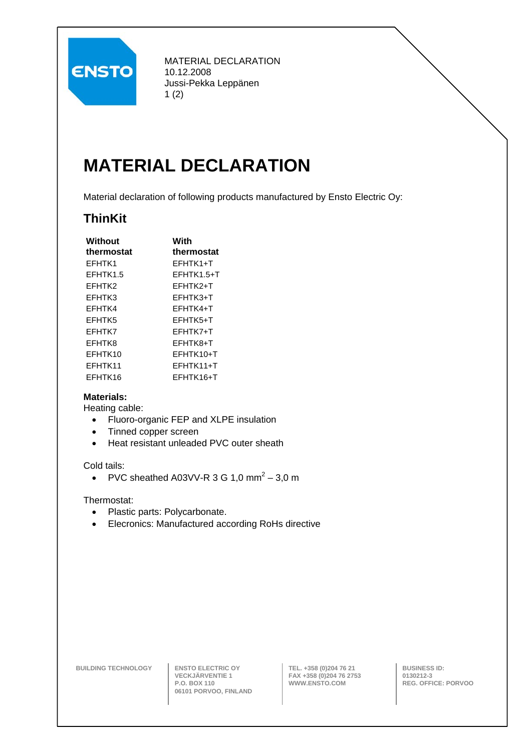MATERIAL DECLARATION
10.12.2008
Jussi-Pekka Leppänen

# MATERIAL DECLARATION

Material declaration of following products manufactured by Ensto Electric Oy:

## ThinKit

| Without thermostat | With thermostat |
|---|---|
| EFHTK1 | EFHTK1+T |
| EFHTK1.5 | EFHTK1.5+T |
| EFHTK2 | EFHTK2+T |
| EFHTK3 | EFHTK3+T |
| EFHTK4 | EFHTK4+T |
| EFHTK5 | EFHTK5+T |
| EFHTK7 | EFHTK7+T |
| EFHTK8 | EFHTK8+T |
| EFHTK10 | EFHTK10+T |
| EFHTK11 | EFHTK11+T |
| EFHTK16 | EFHTK16+T |

**Materials:**

Heating cable:

- Fluoro-organic FEP and XLPE insulation
- Tinned copper screen
- Heat resistant unleaded PVC outer sheath

Cold tails:

- PVC sheathed A03VV-R 3 G 1,0 $mm^2$ – 3,0 m

Thermostat:

- Plastic parts: Polycarbonate.
- Elecronics: Manufactured according RoHs directive

BUILDING TECHNOLOGY | ENSTO ELECTRIC OY, VECKJÄRVENTIE 1, P.O. BOX 110, 06101 PORVOO, FINLAND | TEL. +358 (0)204 76 21, FAX +358 (0)204 76 2753, WWW.ENSTO.COM | BUSINESS ID: 0130212-3, REG. OFFICE: PORVOO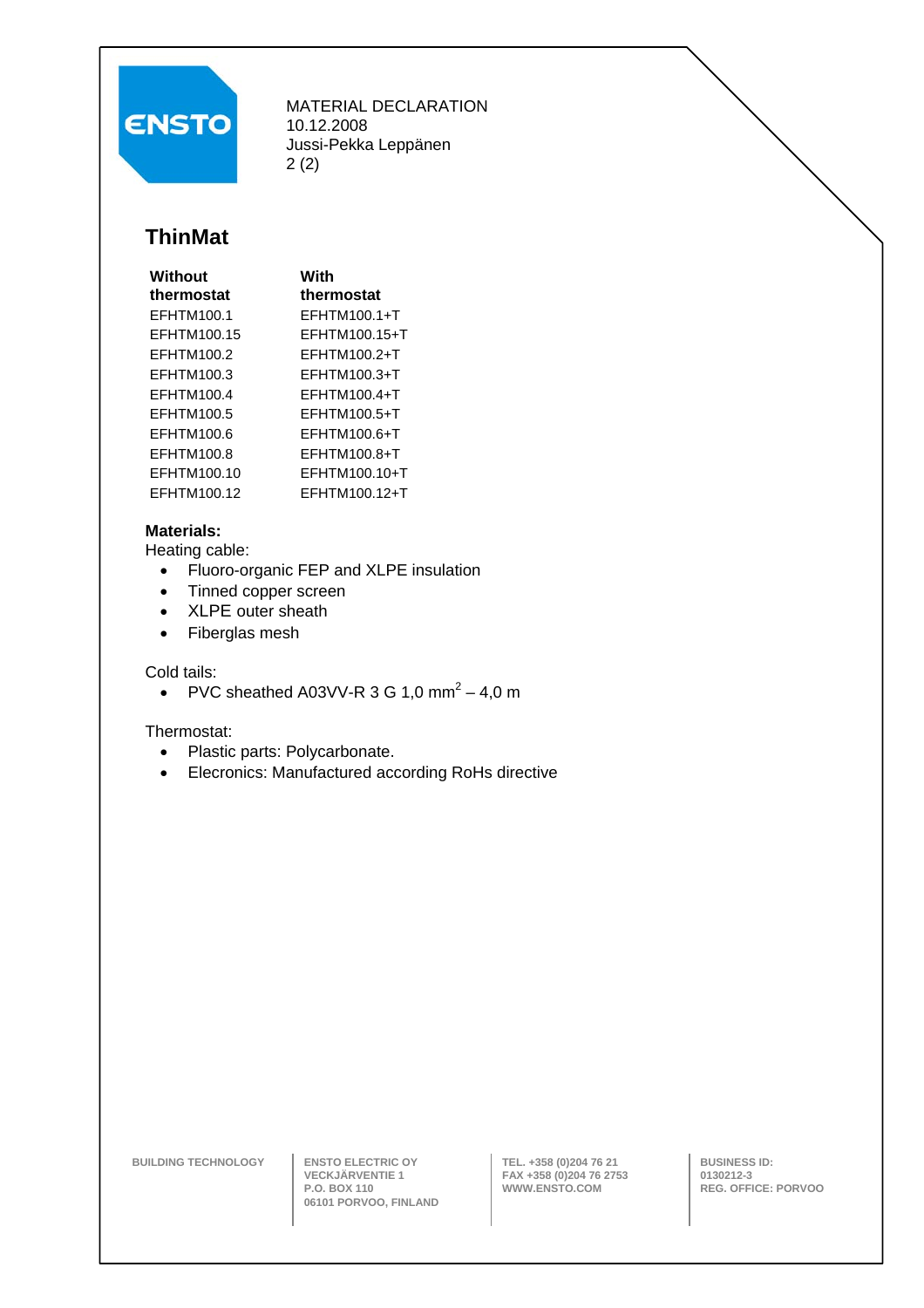MATERIAL DECLARATION
10.12.2008
Jussi-Pekka Leppänen

## ThinMat

| Without thermostat | With thermostat |
|---|---|
| EFHTM100.1 | EFHTM100.1+T |
| EFHTM100.15 | EFHTM100.15+T |
| EFHTM100.2 | EFHTM100.2+T |
| EFHTM100.3 | EFHTM100.3+T |
| EFHTM100.4 | EFHTM100.4+T |
| EFHTM100.5 | EFHTM100.5+T |
| EFHTM100.6 | EFHTM100.6+T |
| EFHTM100.8 | EFHTM100.8+T |
| EFHTM100.10 | EFHTM100.10+T |
| EFHTM100.12 | EFHTM100.12+T |

**Materials:**
Heating cable:

- Fluoro-organic FEP and XLPE insulation
- Tinned copper screen
- XLPE outer sheath
- Fiberglas mesh

Cold tails:

- PVC sheathed A03VV-R 3 G 1,0 $mm^2$ – 4,0 m

Thermostat:

- Plastic parts: Polycarbonate.
- Elecronics: Manufactured according RoHs directive

BUILDING TECHNOLOGY

ENSTO ELECTRIC OY
VECKJÄRVENTIE 1
P.O. BOX 110
06101 PORVOO, FINLAND

TEL. +358 (0)204 76 21
FAX +358 (0)204 76 2753
WWW.ENSTO.COM

BUSINESS ID:
0130212-3
REG. OFFICE: PORVOO